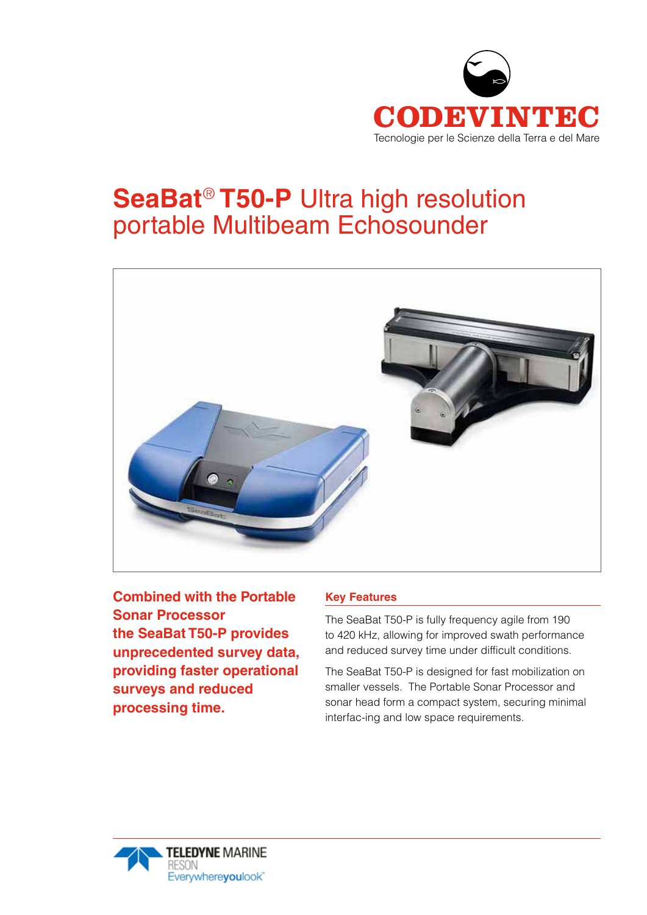CODEVINTEC

Tecnologie per le Scienze della Terra e del Mare

# **SeaBat® T50-P** Ultra high resolution portable Multibeam Echosounder

**Combined with the Portable Sonar Processor the SeaBat T50-P provides unprecedented survey data, providing faster operational surveys and reduced processing time.**

## Key Features

The SeaBat T50-P is fully frequency agile from 190 to 420 kHz, allowing for improved swath performance and reduced survey time under difficult conditions.

The SeaBat T50-P is designed for fast mobilization on smaller vessels. The Portable Sonar Processor and sonar head form a compact system, securing minimal interfac-ing and low space requirements.

TELEDYNE MARINE
RESON
Everywhereyoulook™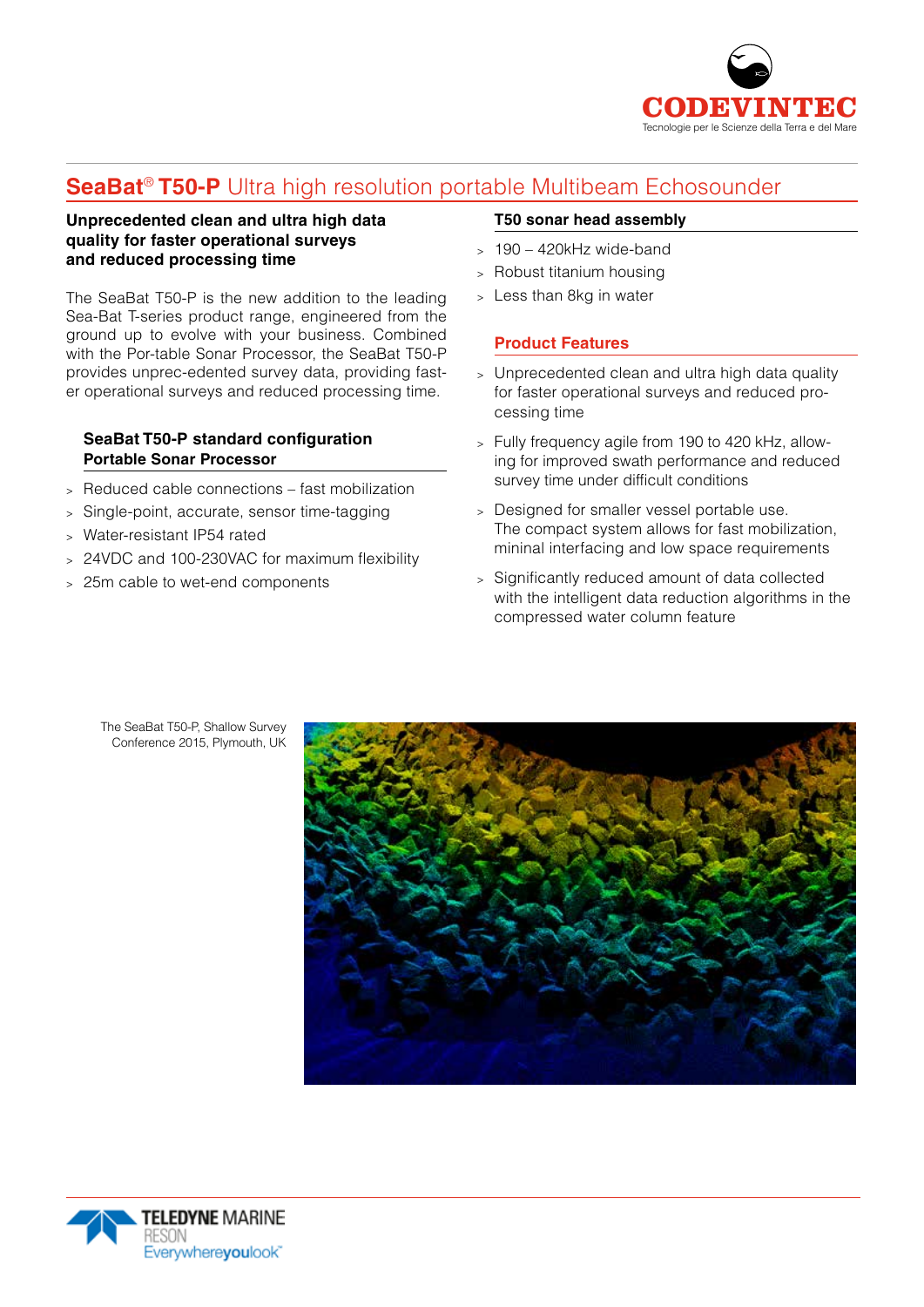# SeaBat® T50-P Ultra high resolution portable Multibeam Echosounder

**Unprecedented clean and ultra high data quality for faster operational surveys and reduced processing time**

The SeaBat T50-P is the new addition to the leading Sea-Bat T-series product range, engineered from the ground up to evolve with your business. Combined with the Por-table Sonar Processor, the SeaBat T50-P provides unprec-edented survey data, providing fast-er operational surveys and reduced processing time.

### SeaBat T50-P standard configuration Portable Sonar Processor

- Reduced cable connections – fast mobilization
- Single-point, accurate, sensor time-tagging
- Water-resistant IP54 rated
- 24VDC and 100-230VAC for maximum flexibility
- 25m cable to wet-end components

### T50 sonar head assembly

- 190 – 420kHz wide-band
- Robust titanium housing
- Less than 8kg in water

### Product Features

- Unprecedented clean and ultra high data quality for faster operational surveys and reduced pro-cessing time
- Fully frequency agile from 190 to 420 kHz, allow-ing for improved swath performance and reduced survey time under difficult conditions
- Designed for smaller vessel portable use. The compact system allows for fast mobilization, mininal interfacing and low space requirements
- Significantly reduced amount of data collected with the intelligent data reduction algorithms in the compressed water column feature

The SeaBat T50-P, Shallow Survey Conference 2015, Plymouth, UK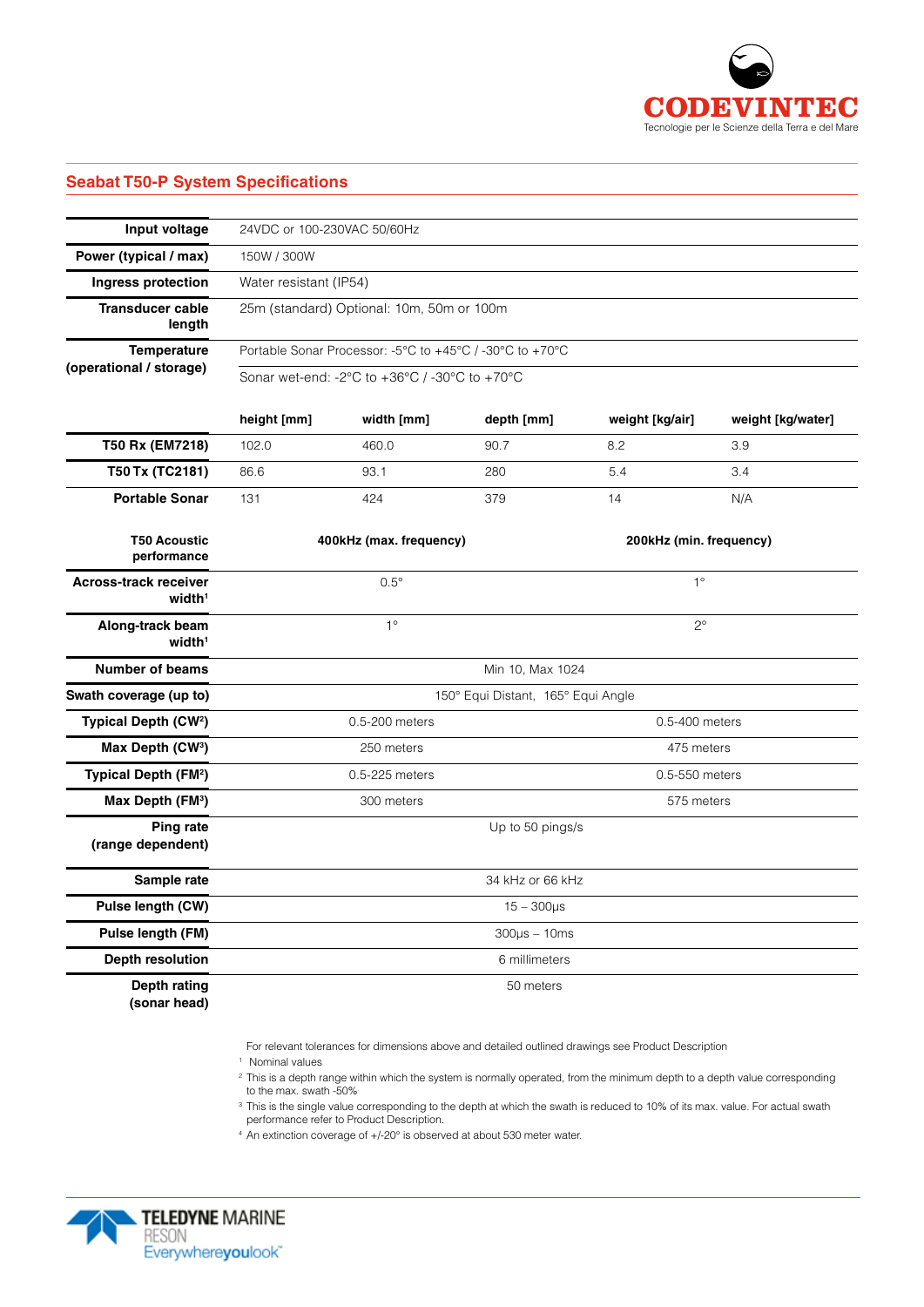## Seabat T50-P System Specifications

| | |
|---|---|
| **Input voltage** | 24VDC or 100-230VAC 50/60Hz |
| **Power (typical / max)** | 150W / 300W |
| **Ingress protection** | Water resistant (IP54) |
| **Transducer cable length** | 25m (standard) Optional: 10m, 50m or 100m |
| **Temperature (operational / storage)** | Portable Sonar Processor: -5°C to +45°C / -30°C to +70°C |
| | Sonar wet-end: -2°C to +36°C / -30°C to +70°C |

| | height [mm] | width [mm] | depth [mm] | weight [kg/air] | weight [kg/water] |
|---|---|---|---|---|---|
| **T50 Rx (EM7218)** | 102.0 | 460.0 | 90.7 | 8.2 | 3.9 |
| **T50 Tx (TC2181)** | 86.6 | 93.1 | 280 | 5.4 | 3.4 |
| **Portable Sonar** | 131 | 424 | 379 | 14 | N/A |

| **T50 Acoustic performance** | **400kHz (max. frequency)** | **200kHz (min. frequency)** |
|---|---|---|
| **Across-track receiver width[1]** | 0.5° | 1° |
| **Along-track beam width[1]** | 1° | 2° |
| **Number of beams** | Min 10, Max 1024 | |
| **Swath coverage (up to)** | 150° Equi Distant, 165° Equi Angle | |
| **Typical Depth (CW[2])** | 0.5-200 meters | 0.5-400 meters |
| **Max Depth (CW[3])** | 250 meters | 475 meters |
| **Typical Depth (FM[2])** | 0.5-225 meters | 0.5-550 meters |
| **Max Depth (FM[3])** | 300 meters | 575 meters |
| **Ping rate (range dependent)** | Up to 50 pings/s | |
| **Sample rate** | 34 kHz or 66 kHz | |
| **Pulse length (CW)** | 15 – 300µs | |
| **Pulse length (FM)** | 300µs – 10ms | |
| **Depth resolution** | 6 millimeters | |
| **Depth rating (sonar head)** | 50 meters | |

For relevant tolerances for dimensions above and detailed outlined drawings see Product Description

[1] Nominal values

[2] This is a depth range within which the system is normally operated, from the minimum depth to a depth value corresponding to the max. swath -50%

[3] This is the single value corresponding to the depth at which the swath is reduced to 10% of its max. value. For actual swath performance refer to Product Description.

[4] An extinction coverage of +/-20° is observed at about 530 meter water.

TELEDYNE MARINE RESON Everywhereyoulook™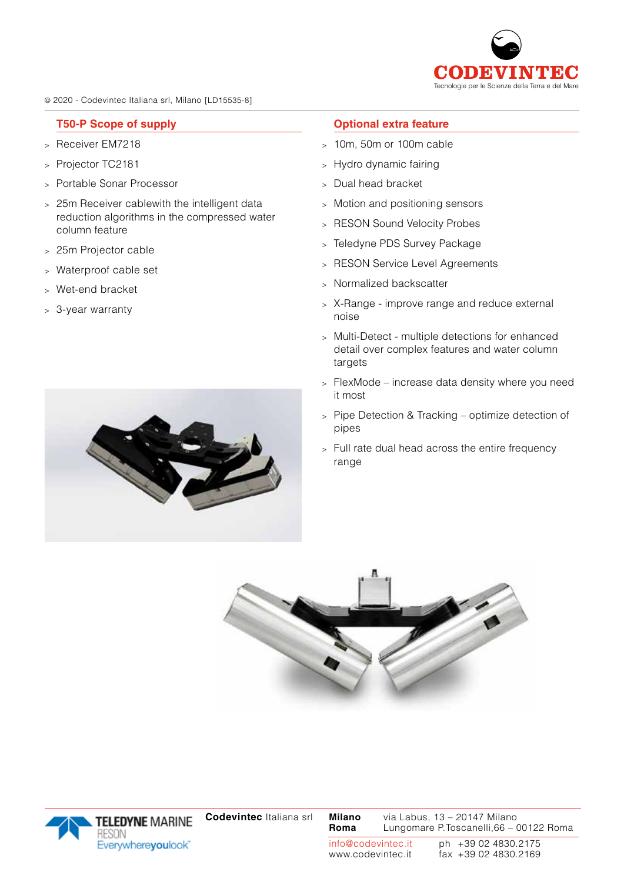© 2020 - Codevintec Italiana srl, Milano [LD15535-8]

## T50-P Scope of supply

- Receiver EM7218
- Projector TC2181
- Portable Sonar Processor
- 25m Receiver cablewith the intelligent data reduction algorithms in the compressed water column feature
- 25m Projector cable
- Waterproof cable set
- Wet-end bracket
- 3-year warranty

## Optional extra feature

- 10m, 50m or 100m cable
- Hydro dynamic fairing
- Dual head bracket
- Motion and positioning sensors
- RESON Sound Velocity Probes
- Teledyne PDS Survey Package
- RESON Service Level Agreements
- Normalized backscatter
- X-Range - improve range and reduce external noise
- Multi-Detect - multiple detections for enhanced detail over complex features and water column targets
- FlexMode – increase data density where you need it most
- Pipe Detection & Tracking – optimize detection of pipes
- Full rate dual head across the entire frequency range

**Codevintec** Italiana srl

**Milano** via Labus, 13 – 20147 Milano
**Roma** Lungomare P.Toscanelli,66 – 00122 Roma

info@codevintec.it
www.codevintec.it

ph +39 02 4830.2175
fax +39 02 4830.2169